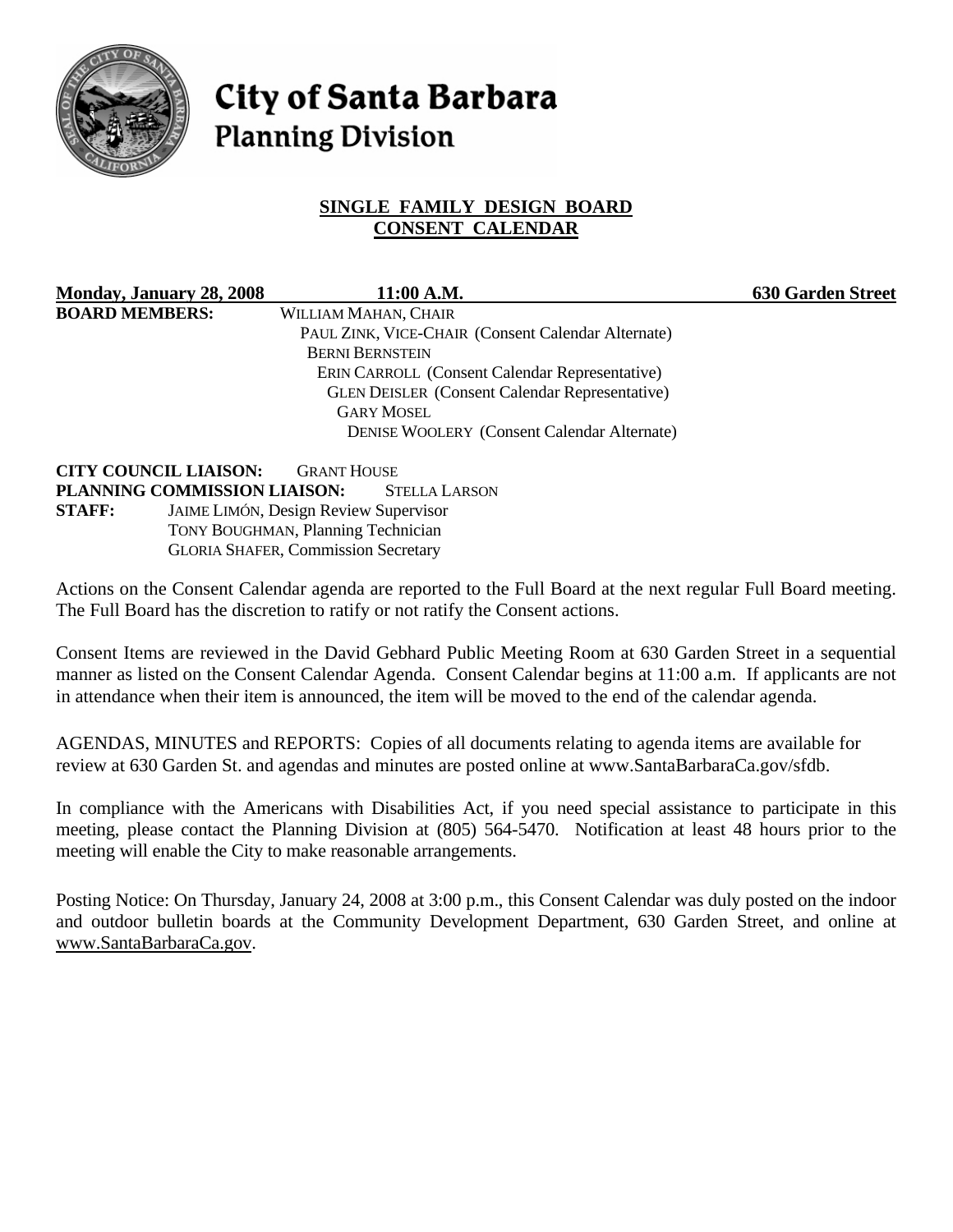# City of Santa Barbara
## Planning Division

**SINGLE FAMILY DESIGN BOARD**
**CONSENT CALENDAR**

**Monday, January 28, 2008** **11:00 A.M.** **630 Garden Street**

**BOARD MEMBERS:** WILLIAM MAHAN, CHAIR
PAUL ZINK, VICE-CHAIR (Consent Calendar Alternate)
BERNI BERNSTEIN
ERIN CARROLL (Consent Calendar Representative)
GLEN DEISLER (Consent Calendar Representative)
GARY MOSEL
DENISE WOOLERY (Consent Calendar Alternate)

**CITY COUNCIL LIAISON:** GRANT HOUSE
**PLANNING COMMISSION LIAISON:** STELLA LARSON
**STAFF:** JAIME LIMÓN, Design Review Supervisor
TONY BOUGHMAN, Planning Technician
GLORIA SHAFER, Commission Secretary

Actions on the Consent Calendar agenda are reported to the Full Board at the next regular Full Board meeting. The Full Board has the discretion to ratify or not ratify the Consent actions.

Consent Items are reviewed in the David Gebhard Public Meeting Room at 630 Garden Street in a sequential manner as listed on the Consent Calendar Agenda. Consent Calendar begins at 11:00 a.m. If applicants are not in attendance when their item is announced, the item will be moved to the end of the calendar agenda.

AGENDAS, MINUTES and REPORTS: Copies of all documents relating to agenda items are available for review at 630 Garden St. and agendas and minutes are posted online at www.SantaBarbaraCa.gov/sfdb.

In compliance with the Americans with Disabilities Act, if you need special assistance to participate in this meeting, please contact the Planning Division at (805) 564-5470. Notification at least 48 hours prior to the meeting will enable the City to make reasonable arrangements.

Posting Notice: On Thursday, January 24, 2008 at 3:00 p.m., this Consent Calendar was duly posted on the indoor and outdoor bulletin boards at the Community Development Department, 630 Garden Street, and online at www.SantaBarbaraCa.gov.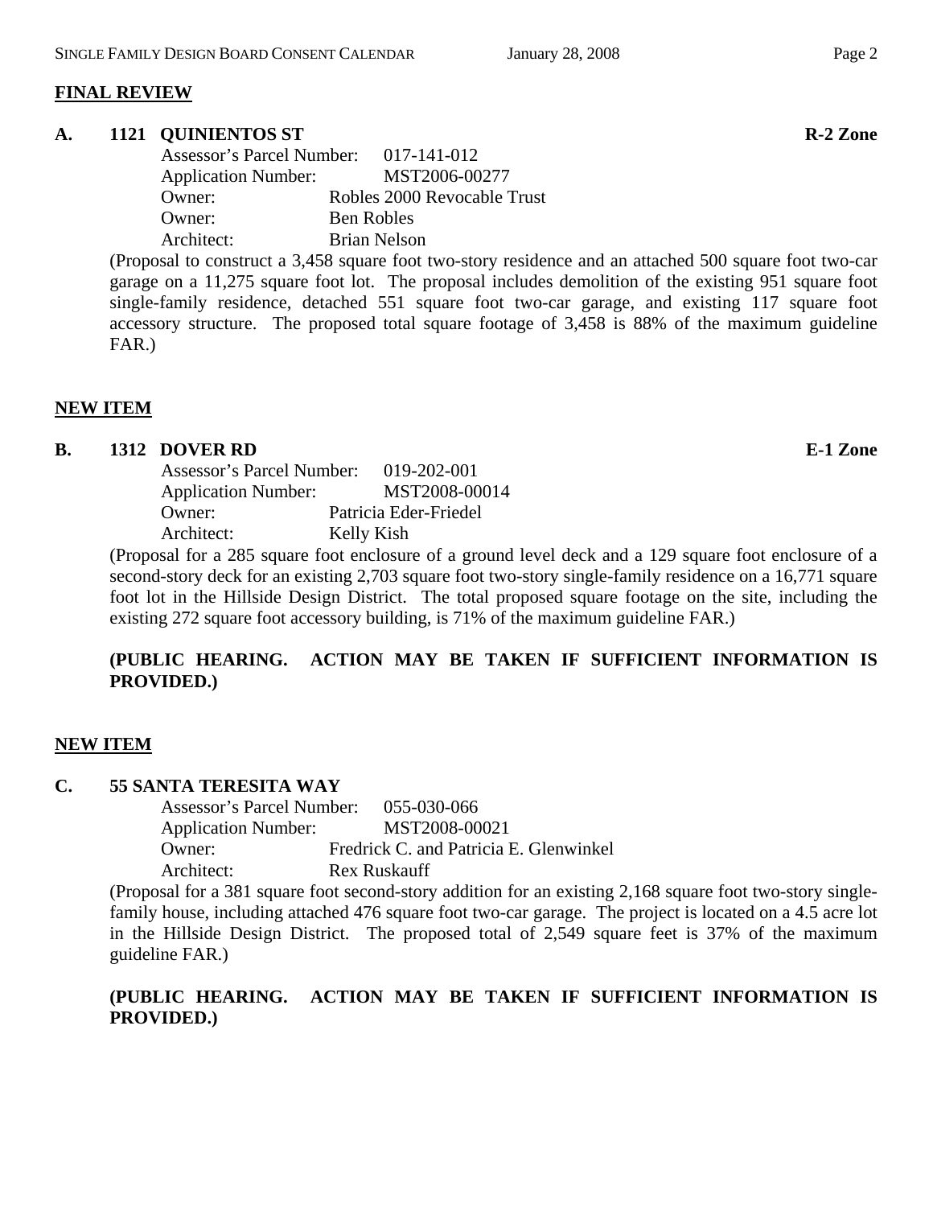## FINAL REVIEW

**A. 1121 QUINIENTOS ST** **R-2 Zone**

Assessor's Parcel Number: 017-141-012
Application Number: MST2006-00277
Owner: Robles 2000 Revocable Trust
Owner: Ben Robles
Architect: Brian Nelson

(Proposal to construct a 3,458 square foot two-story residence and an attached 500 square foot two-car garage on a 11,275 square foot lot. The proposal includes demolition of the existing 951 square foot single-family residence, detached 551 square foot two-car garage, and existing 117 square foot accessory structure. The proposed total square footage of 3,458 is 88% of the maximum guideline FAR.)

## NEW ITEM

**B. 1312 DOVER RD** **E-1 Zone**

Assessor's Parcel Number: 019-202-001
Application Number: MST2008-00014
Owner: Patricia Eder-Friedel
Architect: Kelly Kish

(Proposal for a 285 square foot enclosure of a ground level deck and a 129 square foot enclosure of a second-story deck for an existing 2,703 square foot two-story single-family residence on a 16,771 square foot lot in the Hillside Design District. The total proposed square footage on the site, including the existing 272 square foot accessory building, is 71% of the maximum guideline FAR.)

**(PUBLIC HEARING. ACTION MAY BE TAKEN IF SUFFICIENT INFORMATION IS PROVIDED.)**

## NEW ITEM

**C. 55 SANTA TERESITA WAY**

Assessor's Parcel Number: 055-030-066
Application Number: MST2008-00021
Owner: Fredrick C. and Patricia E. Glenwinkel
Architect: Rex Ruskauff

(Proposal for a 381 square foot second-story addition for an existing 2,168 square foot two-story single-family house, including attached 476 square foot two-car garage. The project is located on a 4.5 acre lot in the Hillside Design District. The proposed total of 2,549 square feet is 37% of the maximum guideline FAR.)

**(PUBLIC HEARING. ACTION MAY BE TAKEN IF SUFFICIENT INFORMATION IS PROVIDED.)**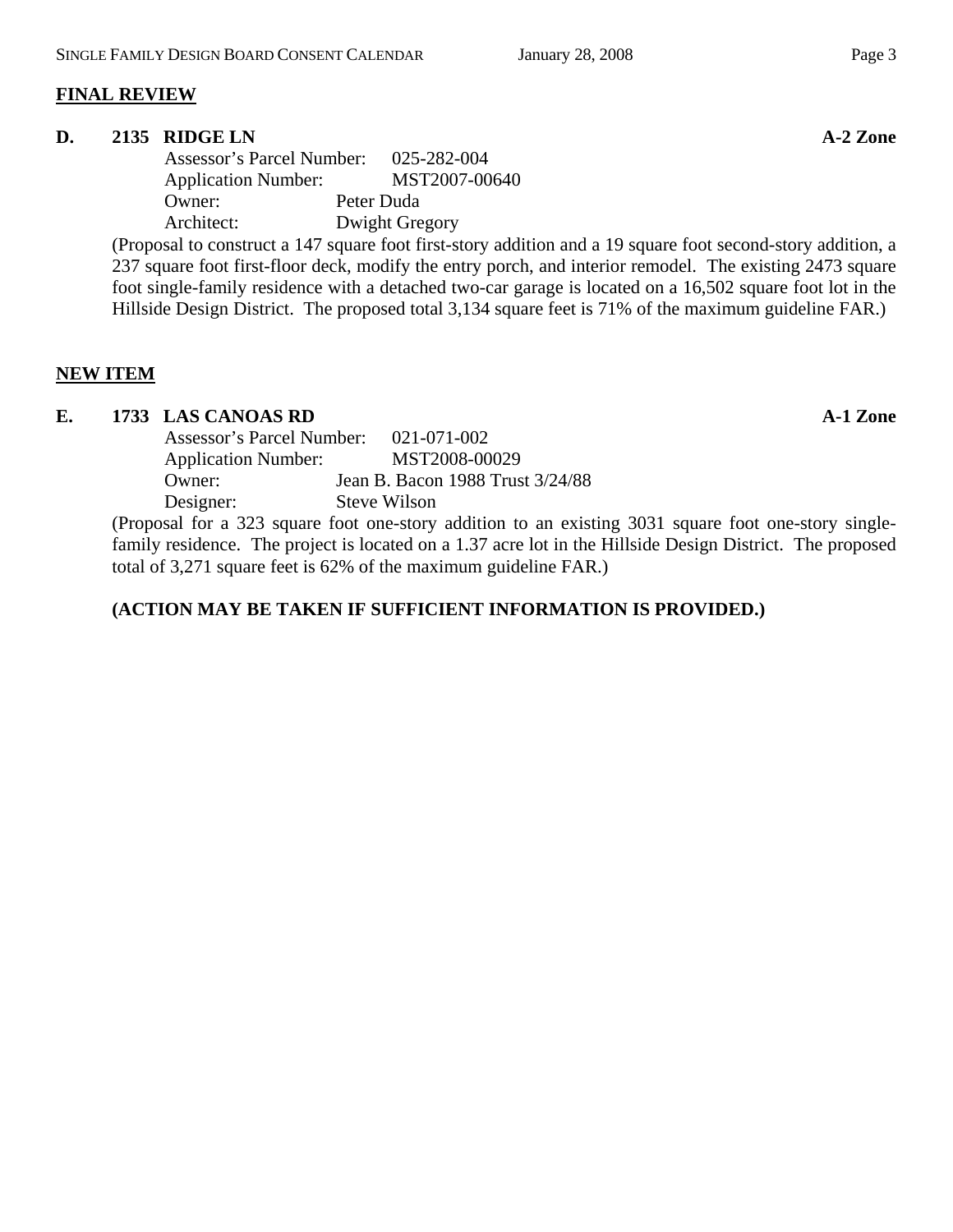## FINAL REVIEW

**D. 2135 RIDGE LN** **A-2 Zone**

Assessor's Parcel Number: 025-282-004
Application Number: MST2007-00640
Owner: Peter Duda
Architect: Dwight Gregory

(Proposal to construct a 147 square foot first-story addition and a 19 square foot second-story addition, a 237 square foot first-floor deck, modify the entry porch, and interior remodel. The existing 2473 square foot single-family residence with a detached two-car garage is located on a 16,502 square foot lot in the Hillside Design District. The proposed total 3,134 square feet is 71% of the maximum guideline FAR.)

## NEW ITEM

**E. 1733 LAS CANOAS RD** **A-1 Zone**

Assessor's Parcel Number: 021-071-002
Application Number: MST2008-00029
Owner: Jean B. Bacon 1988 Trust 3/24/88
Designer: Steve Wilson

(Proposal for a 323 square foot one-story addition to an existing 3031 square foot one-story single-family residence. The project is located on a 1.37 acre lot in the Hillside Design District. The proposed total of 3,271 square feet is 62% of the maximum guideline FAR.)

**(ACTION MAY BE TAKEN IF SUFFICIENT INFORMATION IS PROVIDED.)**